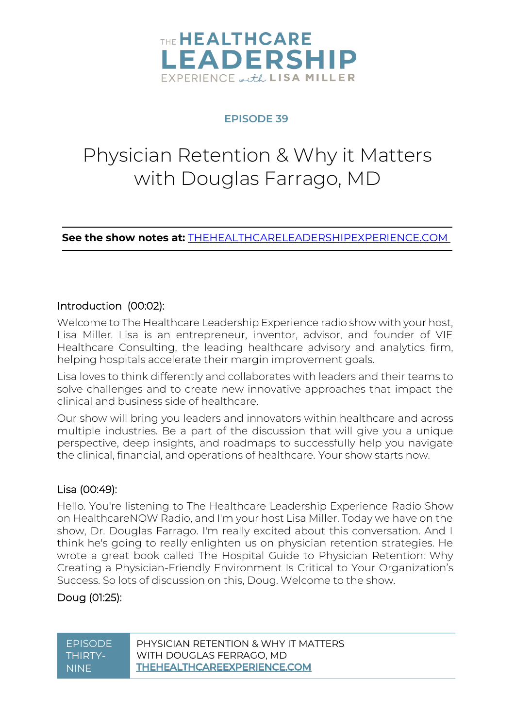THE **HEALTHCARE LEADERSHIP**
EXPERIENCE *with* LISA MILLER

## EPISODE 39

# Physician Retention & Why it Matters with Douglas Farrago, MD

**See the show notes at:** THEHEALTHCARELEADERSHIPEXPERIENCE.COM

### Introduction (00:02):

Welcome to The Healthcare Leadership Experience radio show with your host, Lisa Miller. Lisa is an entrepreneur, inventor, advisor, and founder of VIE Healthcare Consulting, the leading healthcare advisory and analytics firm, helping hospitals accelerate their margin improvement goals.

Lisa loves to think differently and collaborates with leaders and their teams to solve challenges and to create new innovative approaches that impact the clinical and business side of healthcare.

Our show will bring you leaders and innovators within healthcare and across multiple industries. Be a part of the discussion that will give you a unique perspective, deep insights, and roadmaps to successfully help you navigate the clinical, financial, and operations of healthcare. Your show starts now.

### Lisa (00:49):

Hello. You're listening to The Healthcare Leadership Experience Radio Show on HealthcareNOW Radio, and I'm your host Lisa Miller. Today we have on the show, Dr. Douglas Farrago. I'm really excited about this conversation. And I think he's going to really enlighten us on physician retention strategies. He wrote a great book called The Hospital Guide to Physician Retention: Why Creating a Physician-Friendly Environment Is Critical to Your Organization's Success. So lots of discussion on this, Doug. Welcome to the show.

### Doug (01:25):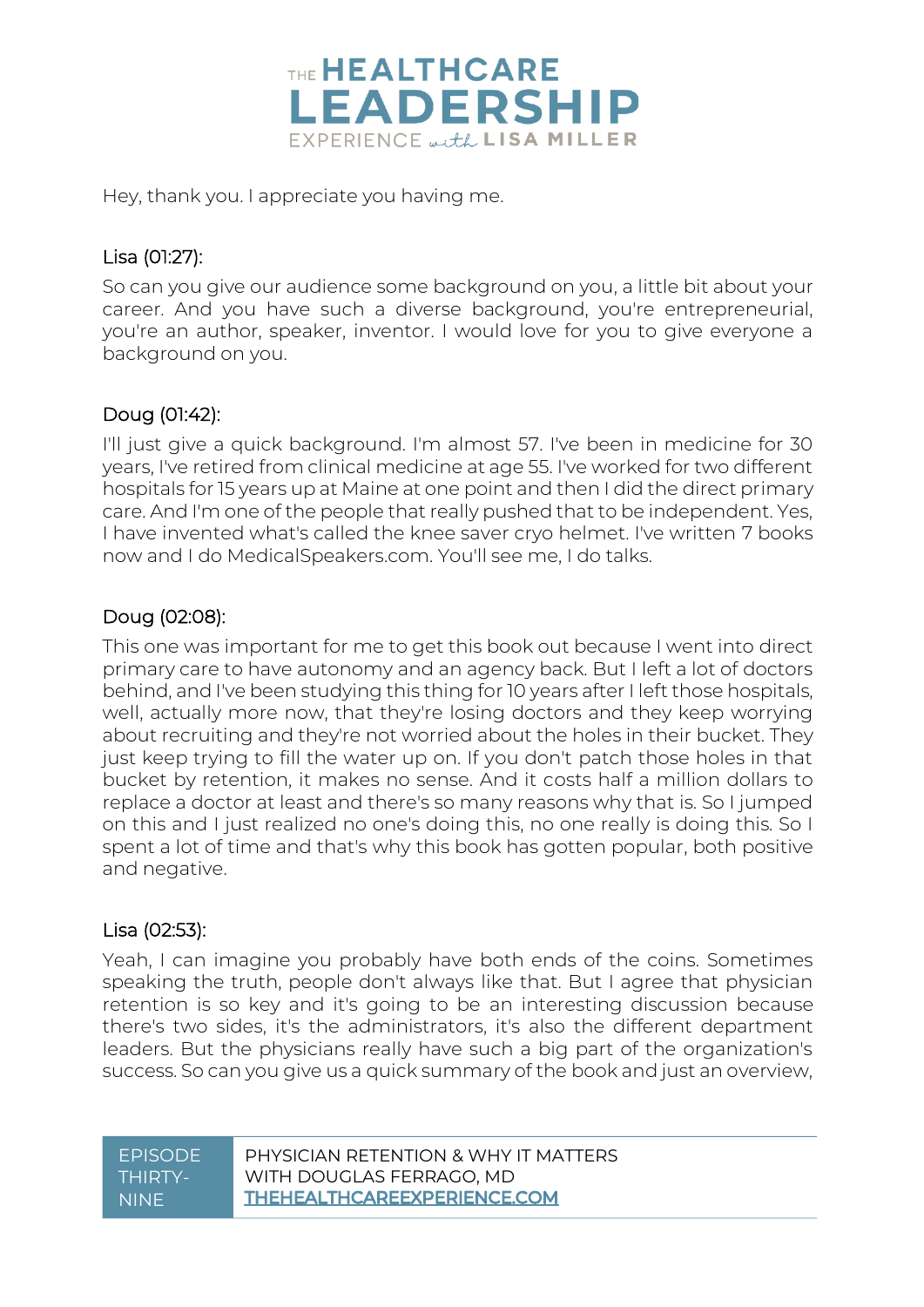Hey, thank you. I appreciate you having me.

Lisa (01:27):

So can you give our audience some background on you, a little bit about your career. And you have such a diverse background, you're entrepreneurial, you're an author, speaker, inventor. I would love for you to give everyone a background on you.

Doug (01:42):

I'll just give a quick background. I'm almost 57. I've been in medicine for 30 years, I've retired from clinical medicine at age 55. I've worked for two different hospitals for 15 years up at Maine at one point and then I did the direct primary care. And I'm one of the people that really pushed that to be independent. Yes, I have invented what's called the knee saver cryo helmet. I've written 7 books now and I do MedicalSpeakers.com. You'll see me, I do talks.

Doug (02:08):

This one was important for me to get this book out because I went into direct primary care to have autonomy and an agency back. But I left a lot of doctors behind, and I've been studying this thing for 10 years after I left those hospitals, well, actually more now, that they're losing doctors and they keep worrying about recruiting and they're not worried about the holes in their bucket. They just keep trying to fill the water up on. If you don't patch those holes in that bucket by retention, it makes no sense. And it costs half a million dollars to replace a doctor at least and there's so many reasons why that is. So I jumped on this and I just realized no one's doing this, no one really is doing this. So I spent a lot of time and that's why this book has gotten popular, both positive and negative.

Lisa (02:53):

Yeah, I can imagine you probably have both ends of the coins. Sometimes speaking the truth, people don't always like that. But I agree that physician retention is so key and it's going to be an interesting discussion because there's two sides, it's the administrators, it's also the different department leaders. But the physicians really have such a big part of the organization's success. So can you give us a quick summary of the book and just an overview,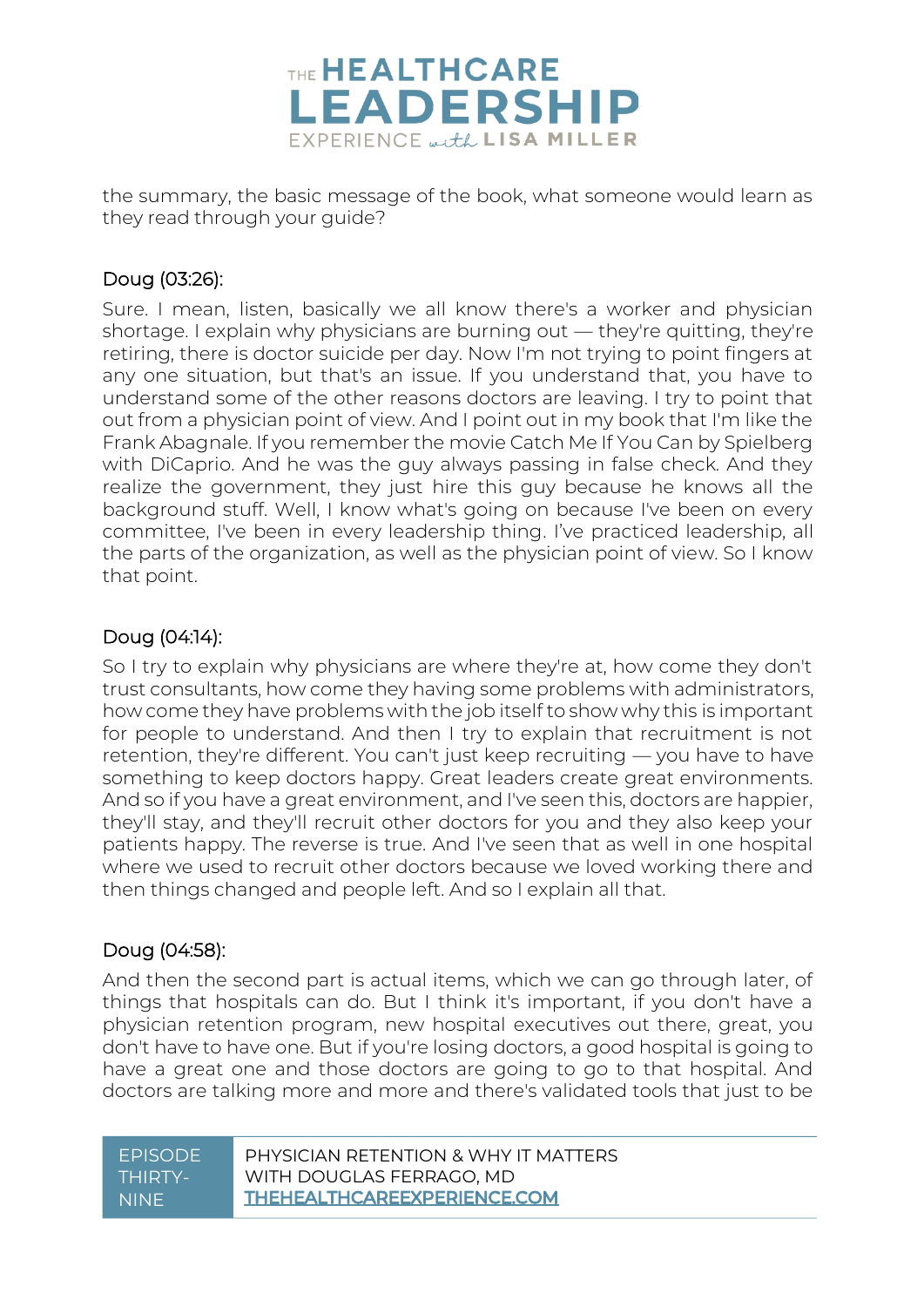the summary, the basic message of the book, what someone would learn as they read through your guide?

Doug (03:26):

Sure. I mean, listen, basically we all know there's a worker and physician shortage. I explain why physicians are burning out — they're quitting, they're retiring, there is doctor suicide per day. Now I'm not trying to point fingers at any one situation, but that's an issue. If you understand that, you have to understand some of the other reasons doctors are leaving. I try to point that out from a physician point of view. And I point out in my book that I'm like the Frank Abagnale. If you remember the movie Catch Me If You Can by Spielberg with DiCaprio. And he was the guy always passing in false check. And they realize the government, they just hire this guy because he knows all the background stuff. Well, I know what's going on because I've been on every committee, I've been in every leadership thing. I've practiced leadership, all the parts of the organization, as well as the physician point of view. So I know that point.

Doug (04:14):

So I try to explain why physicians are where they're at, how come they don't trust consultants, how come they having some problems with administrators, how come they have problems with the job itself to show why this is important for people to understand. And then I try to explain that recruitment is not retention, they're different. You can't just keep recruiting — you have to have something to keep doctors happy. Great leaders create great environments. And so if you have a great environment, and I've seen this, doctors are happier, they'll stay, and they'll recruit other doctors for you and they also keep your patients happy. The reverse is true. And I've seen that as well in one hospital where we used to recruit other doctors because we loved working there and then things changed and people left. And so I explain all that.

Doug (04:58):

And then the second part is actual items, which we can go through later, of things that hospitals can do. But I think it's important, if you don't have a physician retention program, new hospital executives out there, great, you don't have to have one. But if you're losing doctors, a good hospital is going to have a great one and those doctors are going to go to that hospital. And doctors are talking more and more and there's validated tools that just to be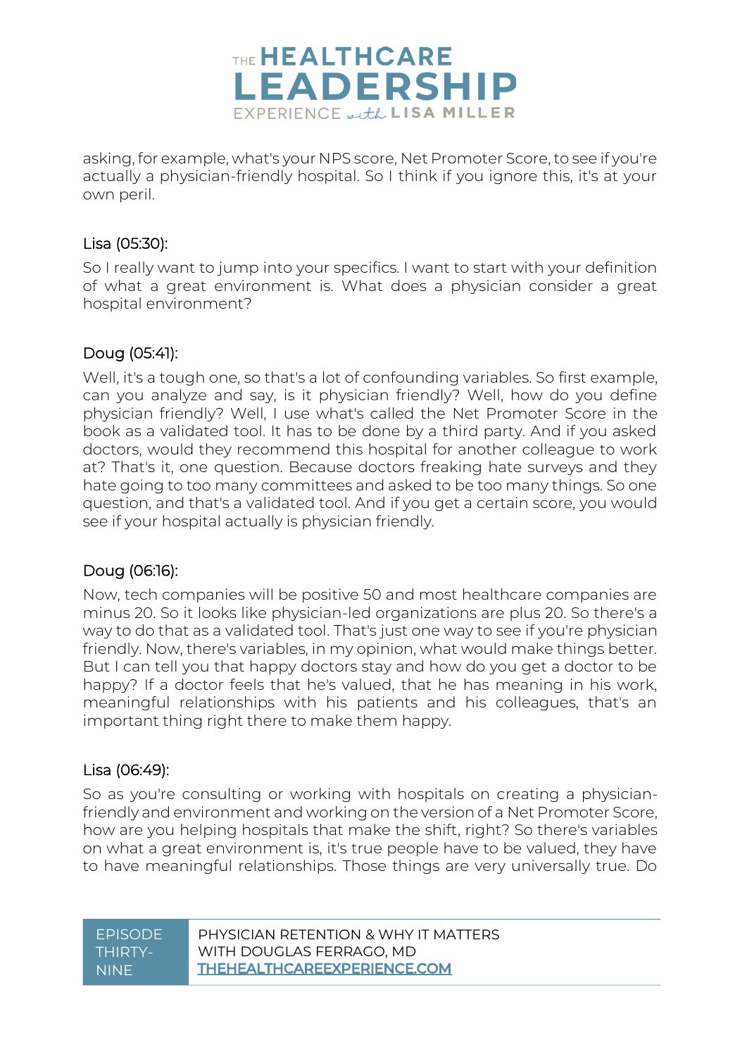asking, for example, what's your NPS score, Net Promoter Score, to see if you're actually a physician-friendly hospital. So I think if you ignore this, it's at your own peril.

Lisa (05:30):

So I really want to jump into your specifics. I want to start with your definition of what a great environment is. What does a physician consider a great hospital environment?

Doug (05:41):

Well, it's a tough one, so that's a lot of confounding variables. So first example, can you analyze and say, is it physician friendly? Well, how do you define physician friendly? Well, I use what's called the Net Promoter Score in the book as a validated tool. It has to be done by a third party. And if you asked doctors, would they recommend this hospital for another colleague to work at? That's it, one question. Because doctors freaking hate surveys and they hate going to too many committees and asked to be too many things. So one question, and that's a validated tool. And if you get a certain score, you would see if your hospital actually is physician friendly.

Doug (06:16):

Now, tech companies will be positive 50 and most healthcare companies are minus 20. So it looks like physician-led organizations are plus 20. So there's a way to do that as a validated tool. That's just one way to see if you're physician friendly. Now, there's variables, in my opinion, what would make things better. But I can tell you that happy doctors stay and how do you get a doctor to be happy? If a doctor feels that he's valued, that he has meaning in his work, meaningful relationships with his patients and his colleagues, that's an important thing right there to make them happy.

Lisa (06:49):

So as you're consulting or working with hospitals on creating a physician-friendly and environment and working on the version of a Net Promoter Score, how are you helping hospitals that make the shift, right? So there's variables on what a great environment is, it's true people have to be valued, they have to have meaningful relationships. Those things are very universally true. Do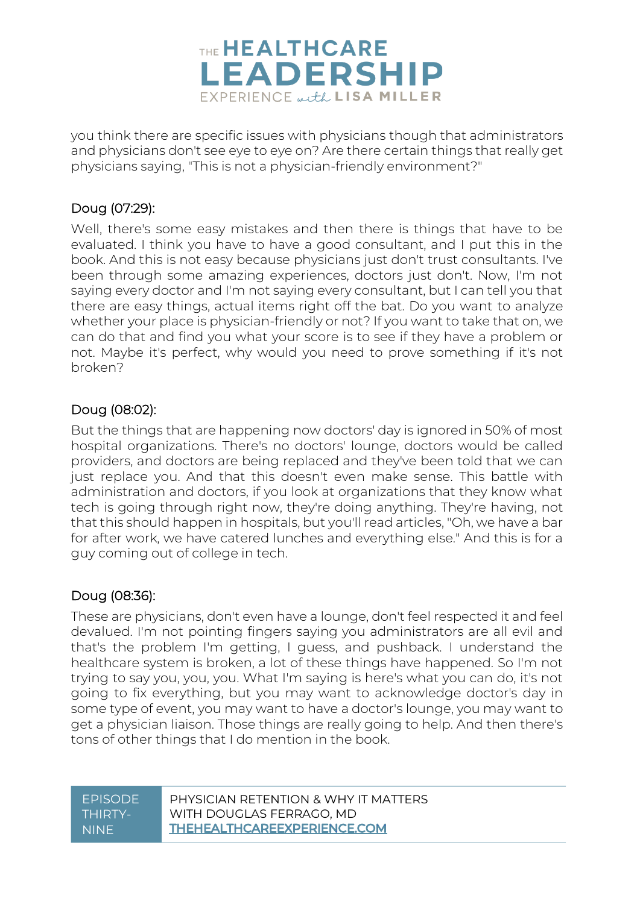you think there are specific issues with physicians though that administrators and physicians don't see eye to eye on? Are there certain things that really get physicians saying, "This is not a physician-friendly environment?"

Doug (07:29):

Well, there's some easy mistakes and then there is things that have to be evaluated. I think you have to have a good consultant, and I put this in the book. And this is not easy because physicians just don't trust consultants. I've been through some amazing experiences, doctors just don't. Now, I'm not saying every doctor and I'm not saying every consultant, but I can tell you that there are easy things, actual items right off the bat. Do you want to analyze whether your place is physician-friendly or not? If you want to take that on, we can do that and find you what your score is to see if they have a problem or not. Maybe it's perfect, why would you need to prove something if it's not broken?

Doug (08:02):

But the things that are happening now doctors' day is ignored in 50% of most hospital organizations. There's no doctors' lounge, doctors would be called providers, and doctors are being replaced and they've been told that we can just replace you. And that this doesn't even make sense. This battle with administration and doctors, if you look at organizations that they know what tech is going through right now, they're doing anything. They're having, not that this should happen in hospitals, but you'll read articles, "Oh, we have a bar for after work, we have catered lunches and everything else." And this is for a guy coming out of college in tech.

Doug (08:36):

These are physicians, don't even have a lounge, don't feel respected it and feel devalued. I'm not pointing fingers saying you administrators are all evil and that's the problem I'm getting, I guess, and pushback. I understand the healthcare system is broken, a lot of these things have happened. So I'm not trying to say you, you, you. What I'm saying is here's what you can do, it's not going to fix everything, but you may want to acknowledge doctor's day in some type of event, you may want to have a doctor's lounge, you may want to get a physician liaison. Those things are really going to help. And then there's tons of other things that I do mention in the book.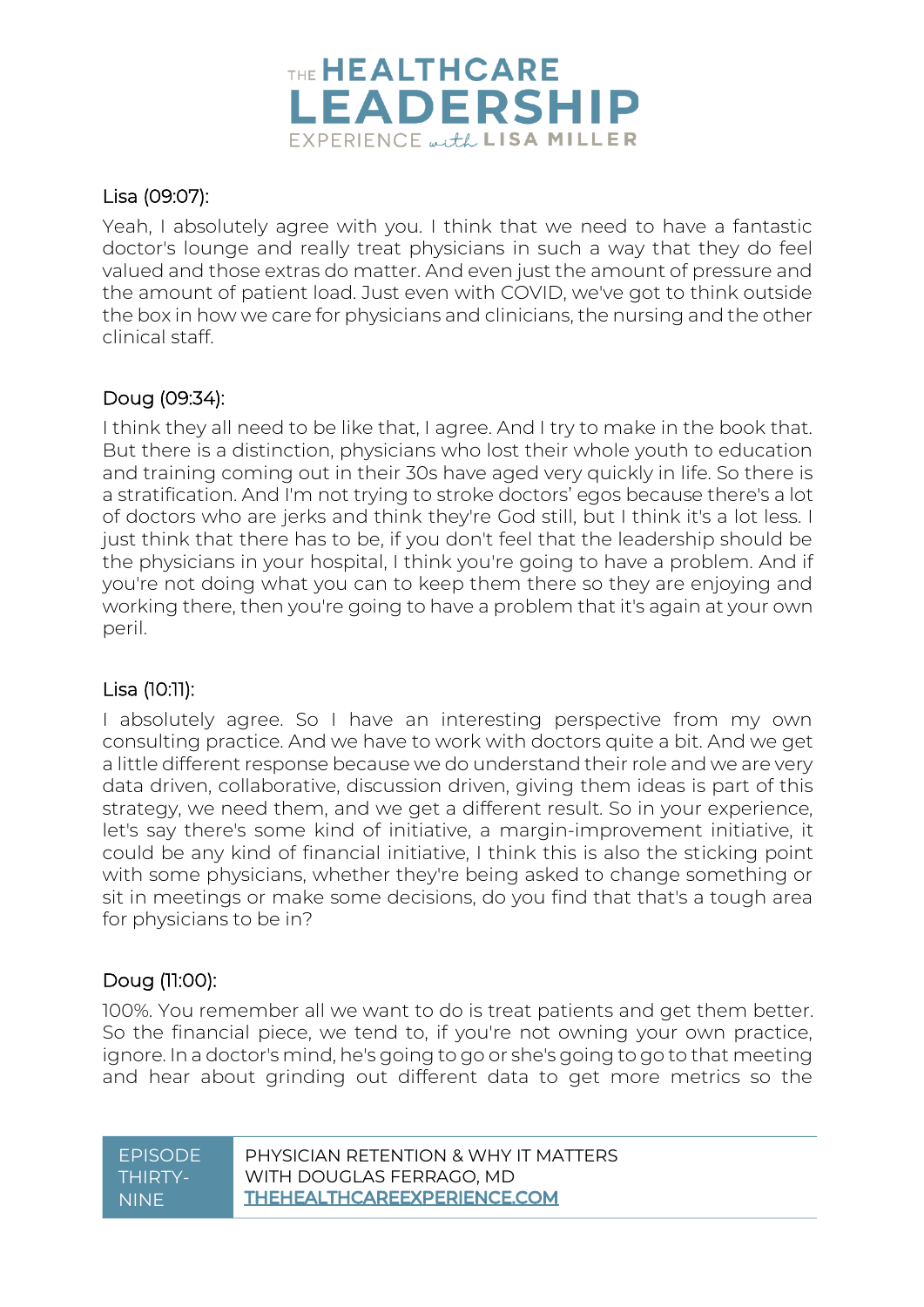Lisa (09:07):

Yeah, I absolutely agree with you. I think that we need to have a fantastic doctor's lounge and really treat physicians in such a way that they do feel valued and those extras do matter. And even just the amount of pressure and the amount of patient load. Just even with COVID, we've got to think outside the box in how we care for physicians and clinicians, the nursing and the other clinical staff.

Doug (09:34):

I think they all need to be like that, I agree. And I try to make in the book that. But there is a distinction, physicians who lost their whole youth to education and training coming out in their 30s have aged very quickly in life. So there is a stratification. And I'm not trying to stroke doctors' egos because there's a lot of doctors who are jerks and think they're God still, but I think it's a lot less. I just think that there has to be, if you don't feel that the leadership should be the physicians in your hospital, I think you're going to have a problem. And if you're not doing what you can to keep them there so they are enjoying and working there, then you're going to have a problem that it's again at your own peril.

Lisa (10:11):

I absolutely agree. So I have an interesting perspective from my own consulting practice. And we have to work with doctors quite a bit. And we get a little different response because we do understand their role and we are very data driven, collaborative, discussion driven, giving them ideas is part of this strategy, we need them, and we get a different result. So in your experience, let's say there's some kind of initiative, a margin-improvement initiative, it could be any kind of financial initiative, I think this is also the sticking point with some physicians, whether they're being asked to change something or sit in meetings or make some decisions, do you find that that's a tough area for physicians to be in?

Doug (11:00):

100%. You remember all we want to do is treat patients and get them better. So the financial piece, we tend to, if you're not owning your own practice, ignore. In a doctor's mind, he's going to go or she's going to go to that meeting and hear about grinding out different data to get more metrics so the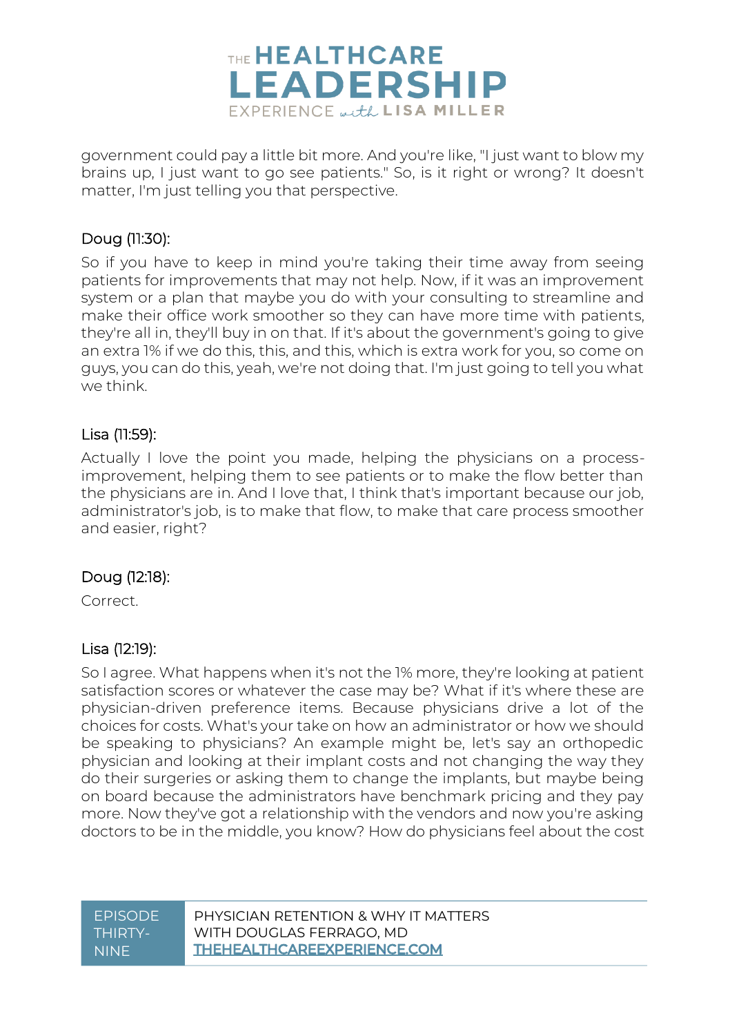government could pay a little bit more. And you're like, "I just want to blow my brains up, I just want to go see patients." So, is it right or wrong? It doesn't matter, I'm just telling you that perspective.

Doug (11:30):

So if you have to keep in mind you're taking their time away from seeing patients for improvements that may not help. Now, if it was an improvement system or a plan that maybe you do with your consulting to streamline and make their office work smoother so they can have more time with patients, they're all in, they'll buy in on that. If it's about the government's going to give an extra 1% if we do this, this, and this, which is extra work for you, so come on guys, you can do this, yeah, we're not doing that. I'm just going to tell you what we think.

Lisa (11:59):

Actually I love the point you made, helping the physicians on a process-improvement, helping them to see patients or to make the flow better than the physicians are in. And I love that, I think that's important because our job, administrator's job, is to make that flow, to make that care process smoother and easier, right?

Doug (12:18):

Correct.

Lisa (12:19):

So I agree. What happens when it's not the 1% more, they're looking at patient satisfaction scores or whatever the case may be? What if it's where these are physician-driven preference items. Because physicians drive a lot of the choices for costs. What's your take on how an administrator or how we should be speaking to physicians? An example might be, let's say an orthopedic physician and looking at their implant costs and not changing the way they do their surgeries or asking them to change the implants, but maybe being on board because the administrators have benchmark pricing and they pay more. Now they've got a relationship with the vendors and now you're asking doctors to be in the middle, you know? How do physicians feel about the cost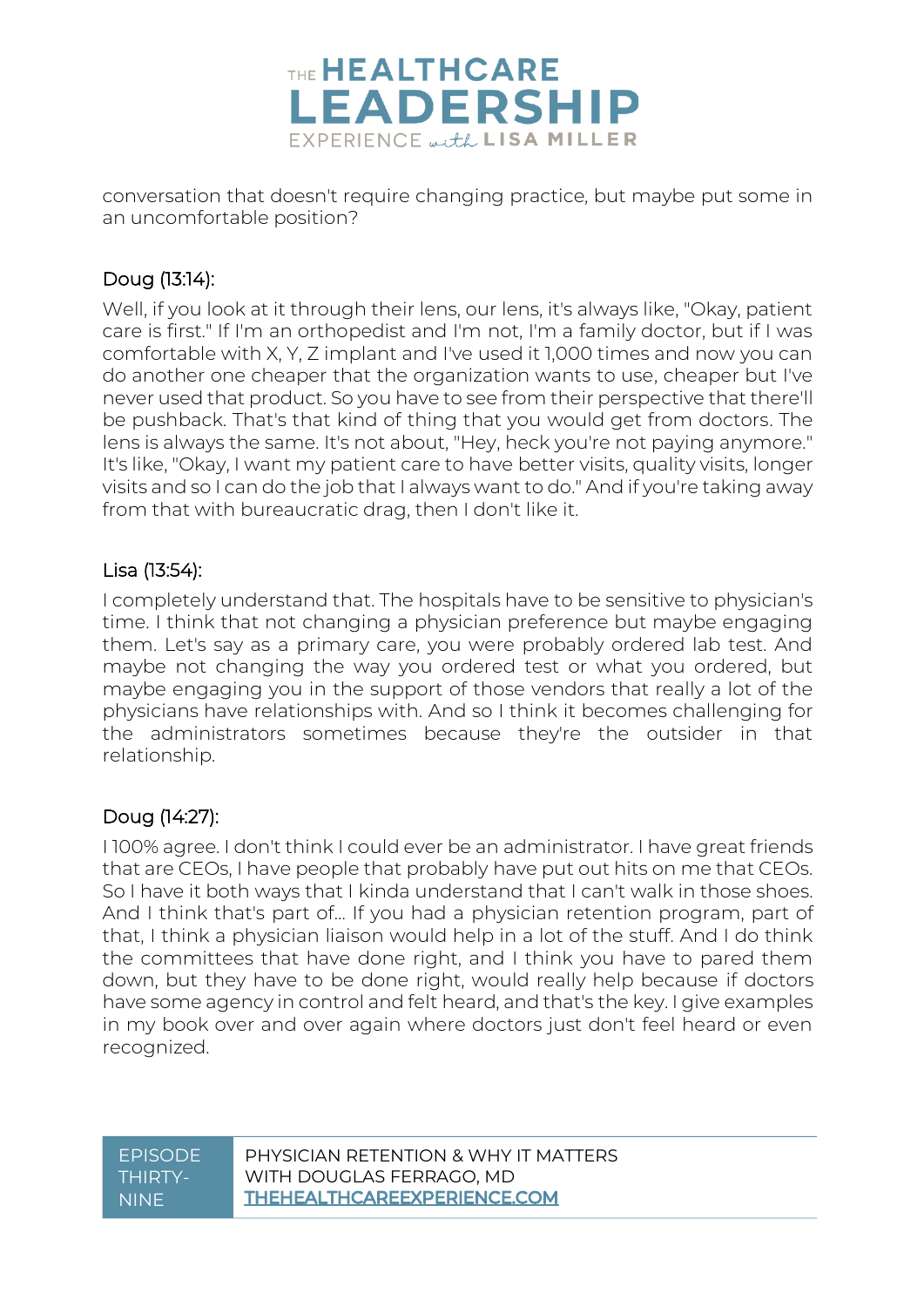conversation that doesn't require changing practice, but maybe put some in an uncomfortable position?

### Doug (13:14):

Well, if you look at it through their lens, our lens, it's always like, "Okay, patient care is first." If I'm an orthopedist and I'm not, I'm a family doctor, but if I was comfortable with X, Y, Z implant and I've used it 1,000 times and now you can do another one cheaper that the organization wants to use, cheaper but I've never used that product. So you have to see from their perspective that there'll be pushback. That's that kind of thing that you would get from doctors. The lens is always the same. It's not about, "Hey, heck you're not paying anymore." It's like, "Okay, I want my patient care to have better visits, quality visits, longer visits and so I can do the job that I always want to do." And if you're taking away from that with bureaucratic drag, then I don't like it.

### Lisa (13:54):

I completely understand that. The hospitals have to be sensitive to physician's time. I think that not changing a physician preference but maybe engaging them. Let's say as a primary care, you were probably ordered lab test. And maybe not changing the way you ordered test or what you ordered, but maybe engaging you in the support of those vendors that really a lot of the physicians have relationships with. And so I think it becomes challenging for the administrators sometimes because they're the outsider in that relationship.

### Doug (14:27):

I 100% agree. I don't think I could ever be an administrator. I have great friends that are CEOs, I have people that probably have put out hits on me that CEOs. So I have it both ways that I kinda understand that I can't walk in those shoes. And I think that's part of... If you had a physician retention program, part of that, I think a physician liaison would help in a lot of the stuff. And I do think the committees that have done right, and I think you have to pared them down, but they have to be done right, would really help because if doctors have some agency in control and felt heard, and that's the key. I give examples in my book over and over again where doctors just don't feel heard or even recognized.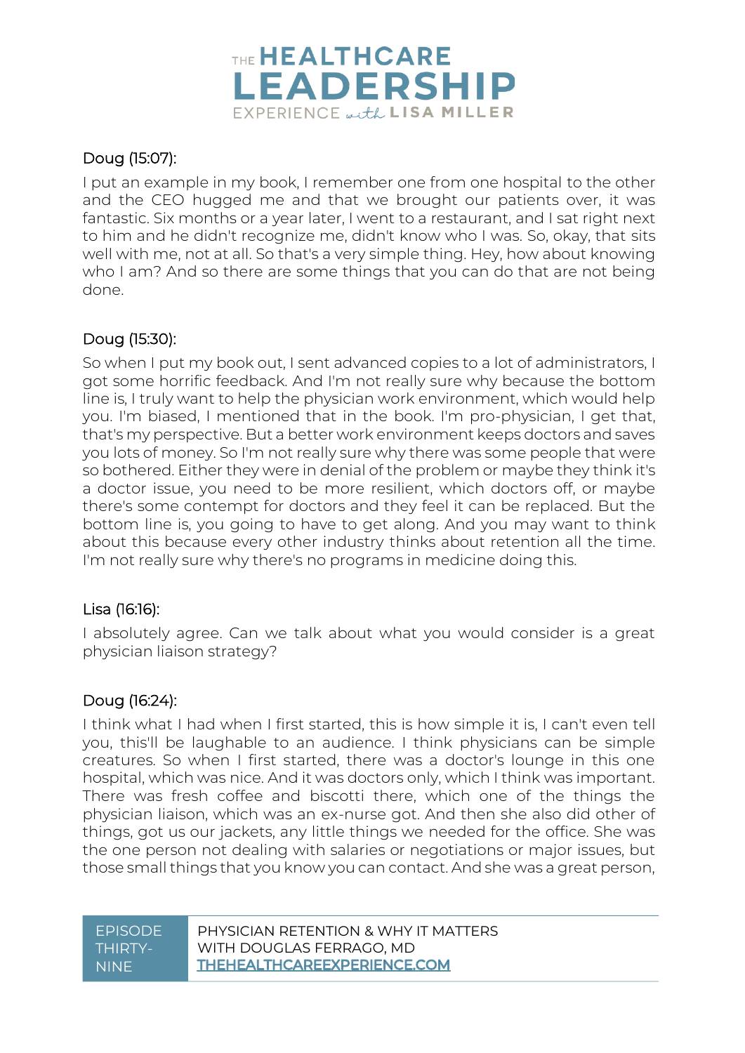Doug (15:07):

I put an example in my book, I remember one from one hospital to the other and the CEO hugged me and that we brought our patients over, it was fantastic. Six months or a year later, I went to a restaurant, and I sat right next to him and he didn't recognize me, didn't know who I was. So, okay, that sits well with me, not at all. So that's a very simple thing. Hey, how about knowing who I am? And so there are some things that you can do that are not being done.

Doug (15:30):

So when I put my book out, I sent advanced copies to a lot of administrators, I got some horrific feedback. And I'm not really sure why because the bottom line is, I truly want to help the physician work environment, which would help you. I'm biased, I mentioned that in the book. I'm pro-physician, I get that, that's my perspective. But a better work environment keeps doctors and saves you lots of money. So I'm not really sure why there was some people that were so bothered. Either they were in denial of the problem or maybe they think it's a doctor issue, you need to be more resilient, which doctors off, or maybe there's some contempt for doctors and they feel it can be replaced. But the bottom line is, you going to have to get along. And you may want to think about this because every other industry thinks about retention all the time. I'm not really sure why there's no programs in medicine doing this.

Lisa (16:16):

I absolutely agree. Can we talk about what you would consider is a great physician liaison strategy?

Doug (16:24):

I think what I had when I first started, this is how simple it is, I can't even tell you, this'll be laughable to an audience. I think physicians can be simple creatures. So when I first started, there was a doctor's lounge in this one hospital, which was nice. And it was doctors only, which I think was important. There was fresh coffee and biscotti there, which one of the things the physician liaison, which was an ex-nurse got. And then she also did other of things, got us our jackets, any little things we needed for the office. She was the one person not dealing with salaries or negotiations or major issues, but those small things that you know you can contact. And she was a great person,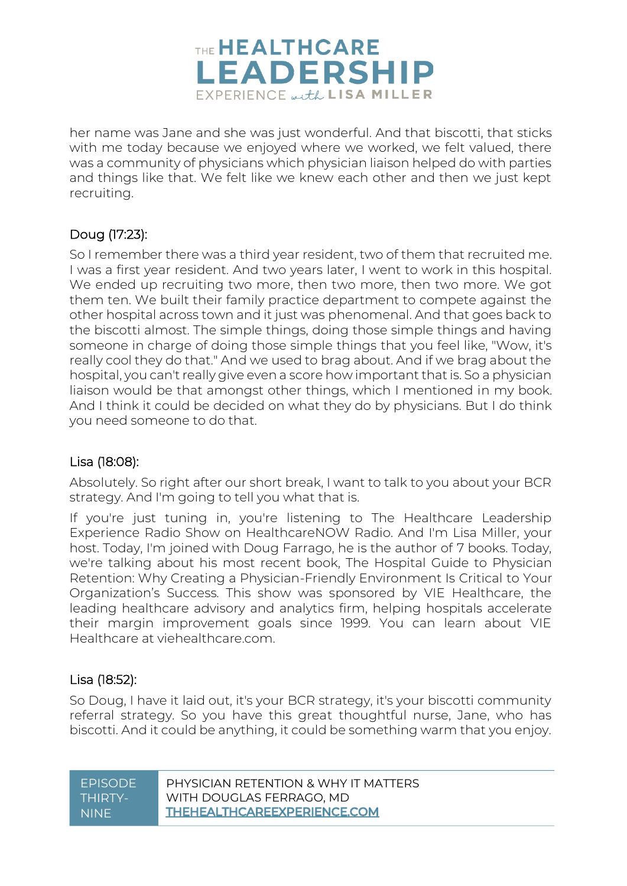her name was Jane and she was just wonderful. And that biscotti, that sticks with me today because we enjoyed where we worked, we felt valued, there was a community of physicians which physician liaison helped do with parties and things like that. We felt like we knew each other and then we just kept recruiting.

Doug (17:23):

So I remember there was a third year resident, two of them that recruited me. I was a first year resident. And two years later, I went to work in this hospital. We ended up recruiting two more, then two more, then two more. We got them ten. We built their family practice department to compete against the other hospital across town and it just was phenomenal. And that goes back to the biscotti almost. The simple things, doing those simple things and having someone in charge of doing those simple things that you feel like, "Wow, it's really cool they do that." And we used to brag about. And if we brag about the hospital, you can't really give even a score how important that is. So a physician liaison would be that amongst other things, which I mentioned in my book. And I think it could be decided on what they do by physicians. But I do think you need someone to do that.

Lisa (18:08):

Absolutely. So right after our short break, I want to talk to you about your BCR strategy. And I'm going to tell you what that is.

If you're just tuning in, you're listening to The Healthcare Leadership Experience Radio Show on HealthcareNOW Radio. And I'm Lisa Miller, your host. Today, I'm joined with Doug Farrago, he is the author of 7 books. Today, we're talking about his most recent book, The Hospital Guide to Physician Retention: Why Creating a Physician-Friendly Environment Is Critical to Your Organization's Success. This show was sponsored by VIE Healthcare, the leading healthcare advisory and analytics firm, helping hospitals accelerate their margin improvement goals since 1999. You can learn about VIE Healthcare at viehealthcare.com.

Lisa (18:52):

So Doug, I have it laid out, it's your BCR strategy, it's your biscotti community referral strategy. So you have this great thoughtful nurse, Jane, who has biscotti. And it could be anything, it could be something warm that you enjoy.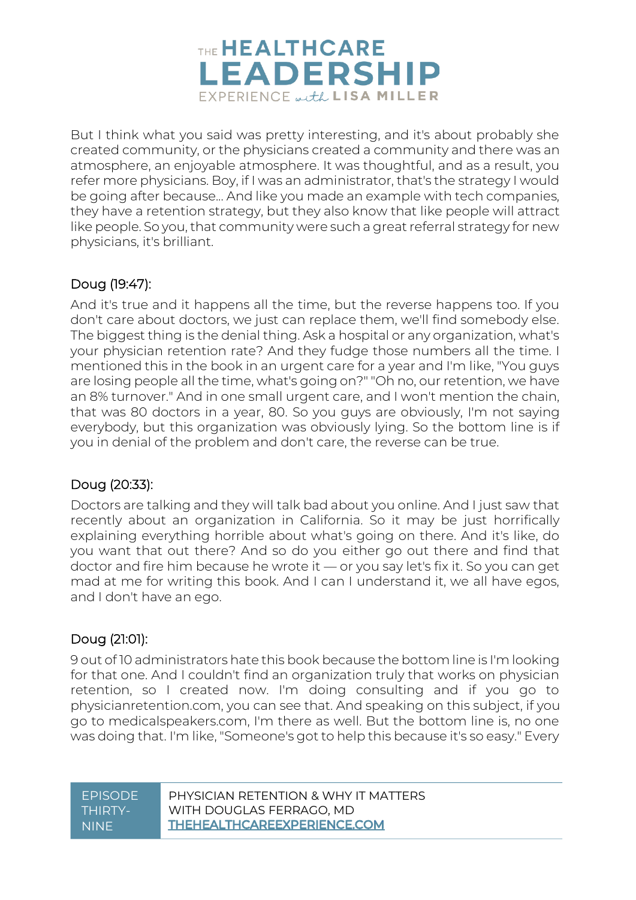But I think what you said was pretty interesting, and it's about probably she created community, or the physicians created a community and there was an atmosphere, an enjoyable atmosphere. It was thoughtful, and as a result, you refer more physicians. Boy, if I was an administrator, that's the strategy I would be going after because... And like you made an example with tech companies, they have a retention strategy, but they also know that like people will attract like people. So you, that community were such a great referral strategy for new physicians, it's brilliant.

Doug (19:47):

And it's true and it happens all the time, but the reverse happens too. If you don't care about doctors, we just can replace them, we'll find somebody else. The biggest thing is the denial thing. Ask a hospital or any organization, what's your physician retention rate? And they fudge those numbers all the time. I mentioned this in the book in an urgent care for a year and I'm like, "You guys are losing people all the time, what's going on?" "Oh no, our retention, we have an 8% turnover." And in one small urgent care, and I won't mention the chain, that was 80 doctors in a year, 80. So you guys are obviously, I'm not saying everybody, but this organization was obviously lying. So the bottom line is if you in denial of the problem and don't care, the reverse can be true.

Doug (20:33):

Doctors are talking and they will talk bad about you online. And I just saw that recently about an organization in California. So it may be just horrifically explaining everything horrible about what's going on there. And it's like, do you want that out there? And so do you either go out there and find that doctor and fire him because he wrote it — or you say let's fix it. So you can get mad at me for writing this book. And I can I understand it, we all have egos, and I don't have an ego.

Doug (21:01):

9 out of 10 administrators hate this book because the bottom line is I'm looking for that one. And I couldn't find an organization truly that works on physician retention, so I created now. I'm doing consulting and if you go to physicianretention.com, you can see that. And speaking on this subject, if you go to medicalspeakers.com, I'm there as well. But the bottom line is, no one was doing that. I'm like, "Someone's got to help this because it's so easy." Every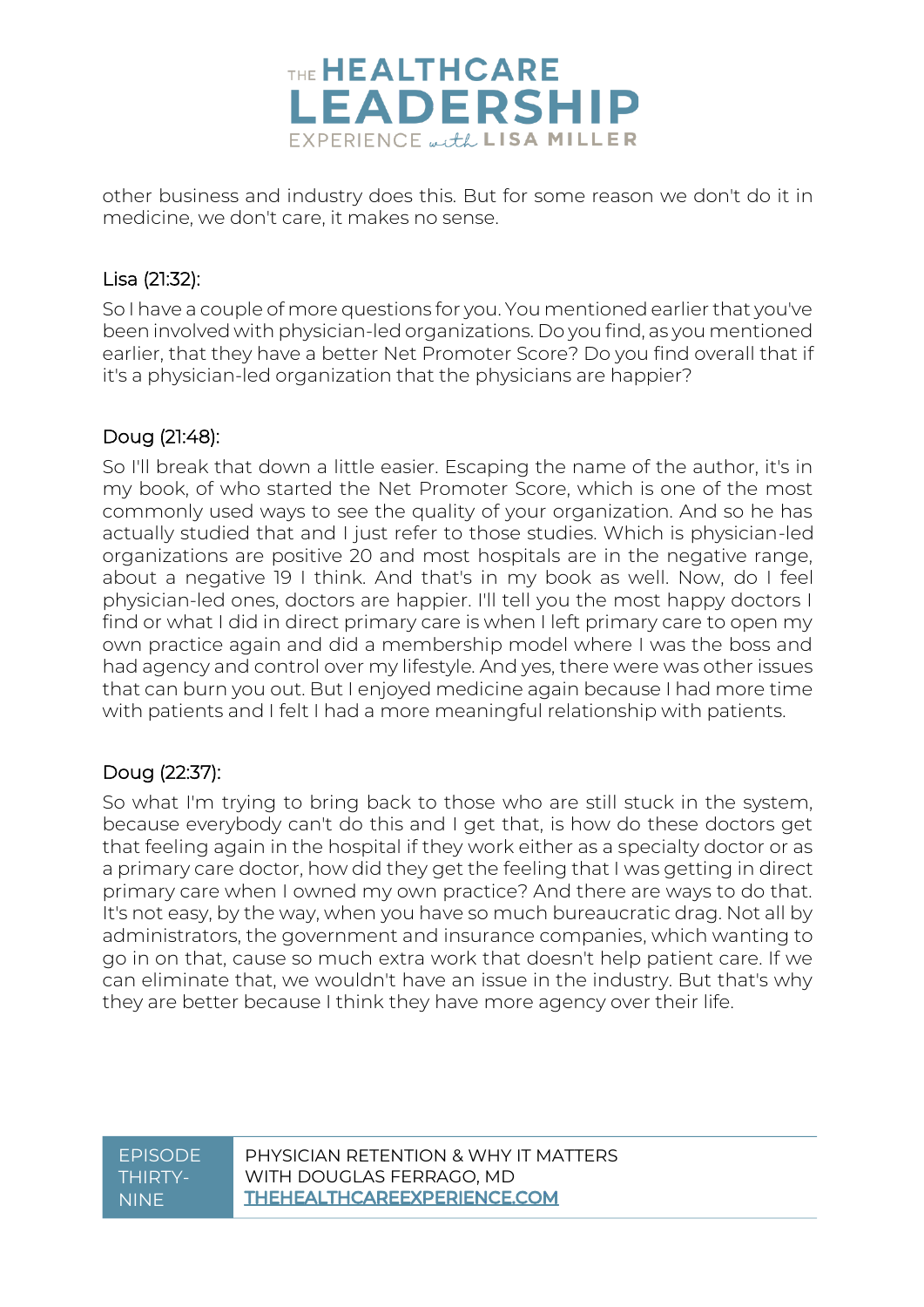other business and industry does this. But for some reason we don't do it in medicine, we don't care, it makes no sense.

Lisa (21:32):

So I have a couple of more questions for you. You mentioned earlier that you've been involved with physician-led organizations. Do you find, as you mentioned earlier, that they have a better Net Promoter Score? Do you find overall that if it's a physician-led organization that the physicians are happier?

Doug (21:48):

So I'll break that down a little easier. Escaping the name of the author, it's in my book, of who started the Net Promoter Score, which is one of the most commonly used ways to see the quality of your organization. And so he has actually studied that and I just refer to those studies. Which is physician-led organizations are positive 20 and most hospitals are in the negative range, about a negative 19 I think. And that's in my book as well. Now, do I feel physician-led ones, doctors are happier. I'll tell you the most happy doctors I find or what I did in direct primary care is when I left primary care to open my own practice again and did a membership model where I was the boss and had agency and control over my lifestyle. And yes, there were was other issues that can burn you out. But I enjoyed medicine again because I had more time with patients and I felt I had a more meaningful relationship with patients.

Doug (22:37):

So what I'm trying to bring back to those who are still stuck in the system, because everybody can't do this and I get that, is how do these doctors get that feeling again in the hospital if they work either as a specialty doctor or as a primary care doctor, how did they get the feeling that I was getting in direct primary care when I owned my own practice? And there are ways to do that. It's not easy, by the way, when you have so much bureaucratic drag. Not all by administrators, the government and insurance companies, which wanting to go in on that, cause so much extra work that doesn't help patient care. If we can eliminate that, we wouldn't have an issue in the industry. But that's why they are better because I think they have more agency over their life.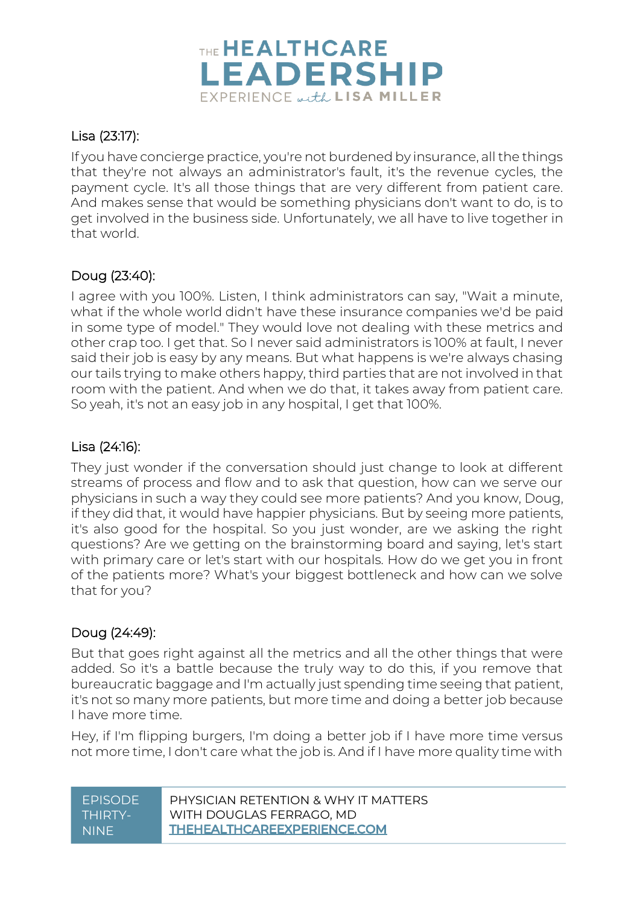Lisa (23:17):

If you have concierge practice, you're not burdened by insurance, all the things that they're not always an administrator's fault, it's the revenue cycles, the payment cycle. It's all those things that are very different from patient care. And makes sense that would be something physicians don't want to do, is to get involved in the business side. Unfortunately, we all have to live together in that world.

Doug (23:40):

I agree with you 100%. Listen, I think administrators can say, "Wait a minute, what if the whole world didn't have these insurance companies we'd be paid in some type of model." They would love not dealing with these metrics and other crap too. I get that. So I never said administrators is 100% at fault, I never said their job is easy by any means. But what happens is we're always chasing our tails trying to make others happy, third parties that are not involved in that room with the patient. And when we do that, it takes away from patient care. So yeah, it's not an easy job in any hospital, I get that 100%.

Lisa (24:16):

They just wonder if the conversation should just change to look at different streams of process and flow and to ask that question, how can we serve our physicians in such a way they could see more patients? And you know, Doug, if they did that, it would have happier physicians. But by seeing more patients, it's also good for the hospital. So you just wonder, are we asking the right questions? Are we getting on the brainstorming board and saying, let's start with primary care or let's start with our hospitals. How do we get you in front of the patients more? What's your biggest bottleneck and how can we solve that for you?

Doug (24:49):

But that goes right against all the metrics and all the other things that were added. So it's a battle because the truly way to do this, if you remove that bureaucratic baggage and I'm actually just spending time seeing that patient, it's not so many more patients, but more time and doing a better job because I have more time.

Hey, if I'm flipping burgers, I'm doing a better job if I have more time versus not more time, I don't care what the job is. And if I have more quality time with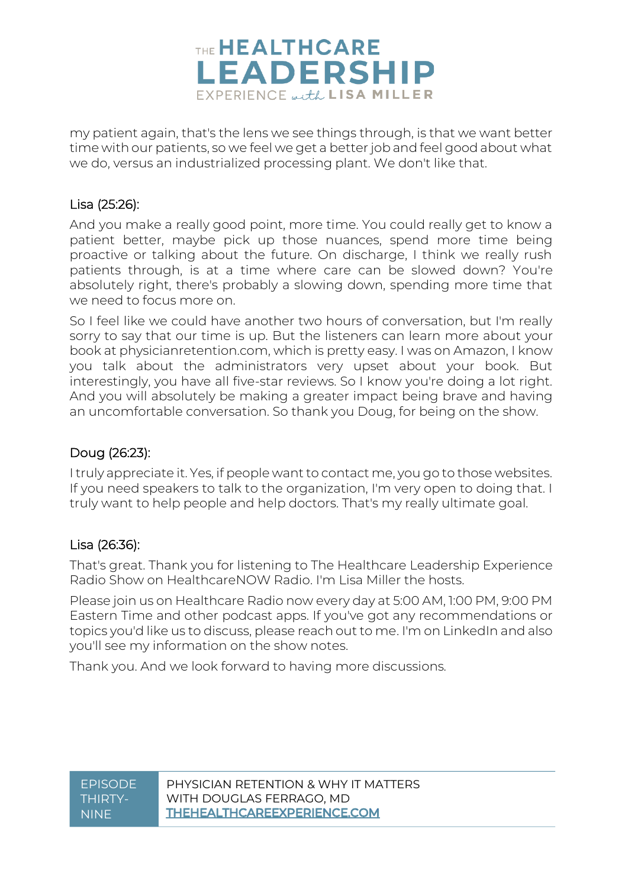my patient again, that's the lens we see things through, is that we want better time with our patients, so we feel we get a better job and feel good about what we do, versus an industrialized processing plant. We don't like that.

Lisa (25:26):

And you make a really good point, more time. You could really get to know a patient better, maybe pick up those nuances, spend more time being proactive or talking about the future. On discharge, I think we really rush patients through, is at a time where care can be slowed down? You're absolutely right, there's probably a slowing down, spending more time that we need to focus more on.

So I feel like we could have another two hours of conversation, but I'm really sorry to say that our time is up. But the listeners can learn more about your book at physicianretention.com, which is pretty easy. I was on Amazon, I know you talk about the administrators very upset about your book. But interestingly, you have all five-star reviews. So I know you're doing a lot right. And you will absolutely be making a greater impact being brave and having an uncomfortable conversation. So thank you Doug, for being on the show.

Doug (26:23):

I truly appreciate it. Yes, if people want to contact me, you go to those websites. If you need speakers to talk to the organization, I'm very open to doing that. I truly want to help people and help doctors. That's my really ultimate goal.

Lisa (26:36):

That's great. Thank you for listening to The Healthcare Leadership Experience Radio Show on HealthcareNOW Radio. I'm Lisa Miller the hosts.

Please join us on Healthcare Radio now every day at 5:00 AM, 1:00 PM, 9:00 PM Eastern Time and other podcast apps. If you've got any recommendations or topics you'd like us to discuss, please reach out to me. I'm on LinkedIn and also you'll see my information on the show notes.

Thank you. And we look forward to having more discussions.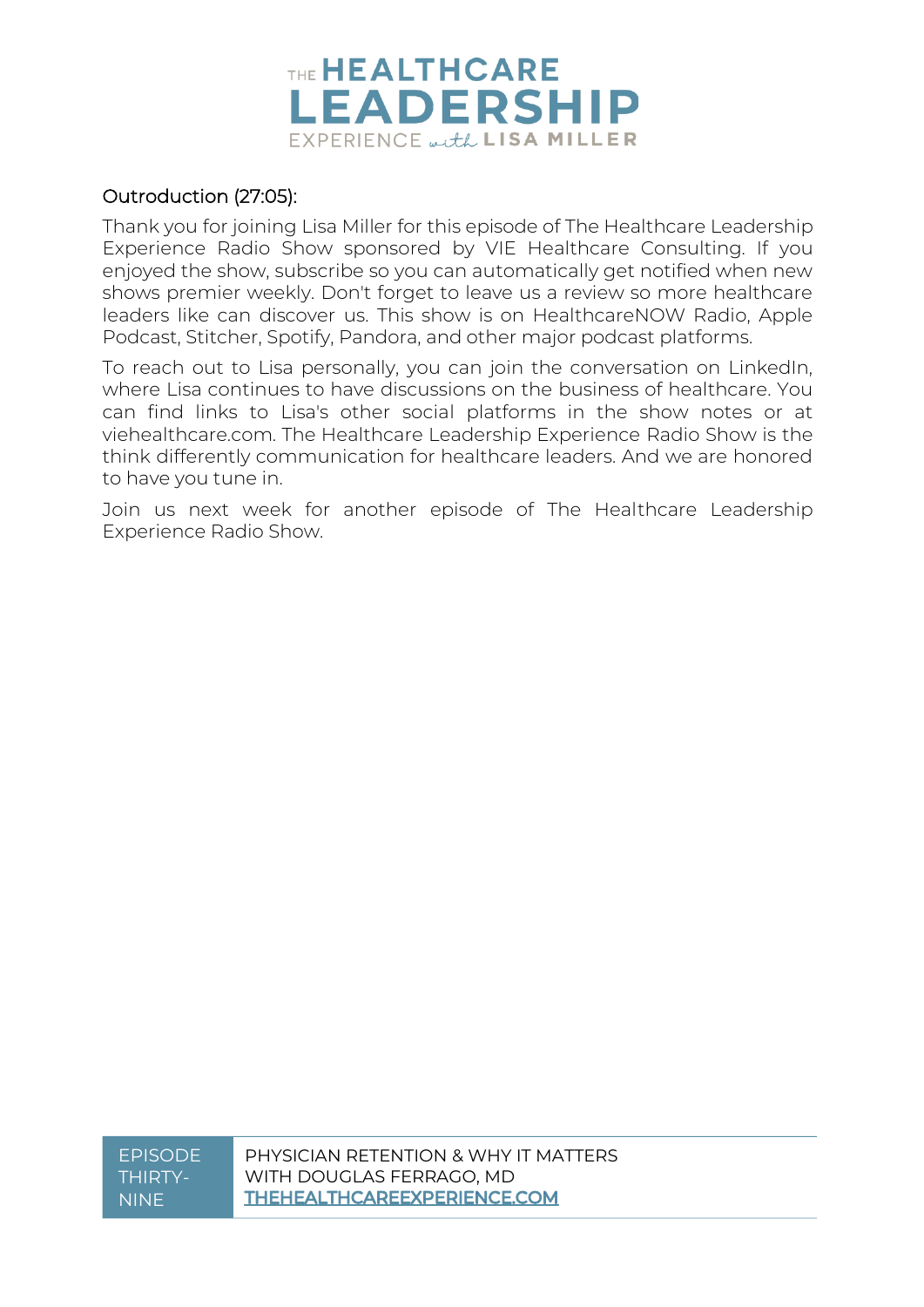### Outroduction (27:05):

Thank you for joining Lisa Miller for this episode of The Healthcare Leadership Experience Radio Show sponsored by VIE Healthcare Consulting. If you enjoyed the show, subscribe so you can automatically get notified when new shows premier weekly. Don't forget to leave us a review so more healthcare leaders like can discover us. This show is on HealthcareNOW Radio, Apple Podcast, Stitcher, Spotify, Pandora, and other major podcast platforms.

To reach out to Lisa personally, you can join the conversation on LinkedIn, where Lisa continues to have discussions on the business of healthcare. You can find links to Lisa's other social platforms in the show notes or at viehealthcare.com. The Healthcare Leadership Experience Radio Show is the think differently communication for healthcare leaders. And we are honored to have you tune in.

Join us next week for another episode of The Healthcare Leadership Experience Radio Show.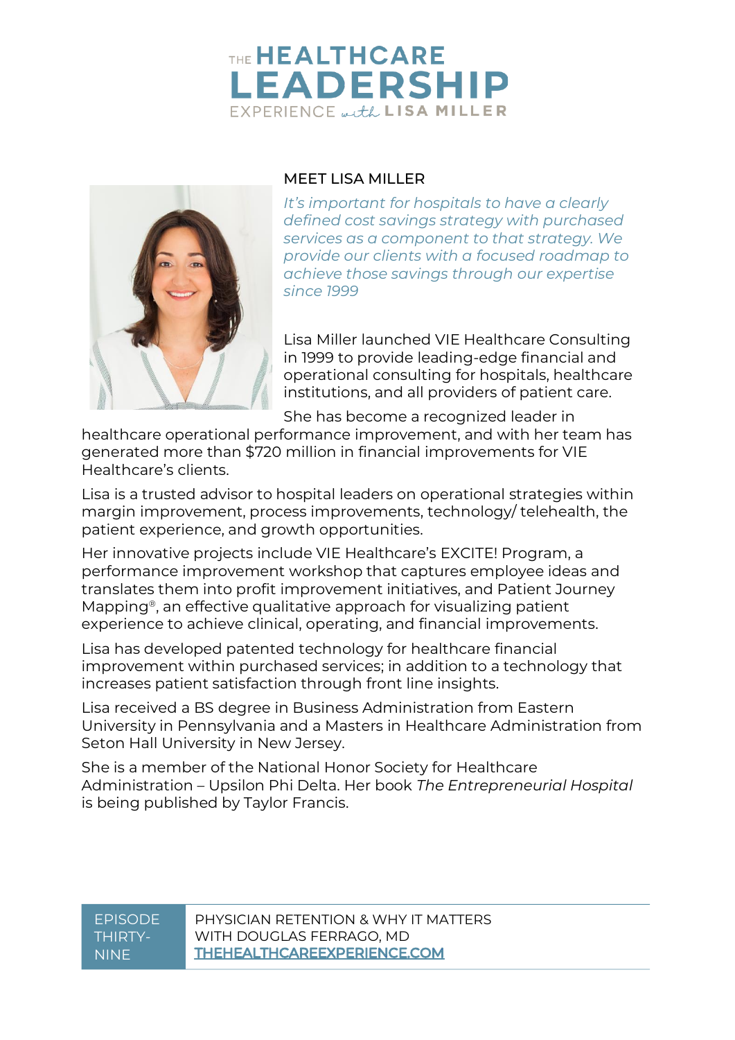# THE HEALTHCARE LEADERSHIP EXPERIENCE with LISA MILLER

## MEET LISA MILLER

*It's important for hospitals to have a clearly defined cost savings strategy with purchased services as a component to that strategy. We provide our clients with a focused roadmap to achieve those savings through our expertise since 1999*

Lisa Miller launched VIE Healthcare Consulting in 1999 to provide leading-edge financial and operational consulting for hospitals, healthcare institutions, and all providers of patient care. She has become a recognized leader in healthcare operational performance improvement, and with her team has generated more than $720 million in financial improvements for VIE Healthcare's clients.

Lisa is a trusted advisor to hospital leaders on operational strategies within margin improvement, process improvements, technology/ telehealth, the patient experience, and growth opportunities.

Her innovative projects include VIE Healthcare's EXCITE! Program, a performance improvement workshop that captures employee ideas and translates them into profit improvement initiatives, and Patient Journey Mapping®, an effective qualitative approach for visualizing patient experience to achieve clinical, operating, and financial improvements.

Lisa has developed patented technology for healthcare financial improvement within purchased services; in addition to a technology that increases patient satisfaction through front line insights.

Lisa received a BS degree in Business Administration from Eastern University in Pennsylvania and a Masters in Healthcare Administration from Seton Hall University in New Jersey.

She is a member of the National Honor Society for Healthcare Administration – Upsilon Phi Delta. Her book *The Entrepreneurial Hospital* is being published by Taylor Francis.

EPISODE THIRTY-NINE

PHYSICIAN RETENTION & WHY IT MATTERS
WITH DOUGLAS FERRAGO, MD
THEHEALTHCAREEXPERIENCE.COM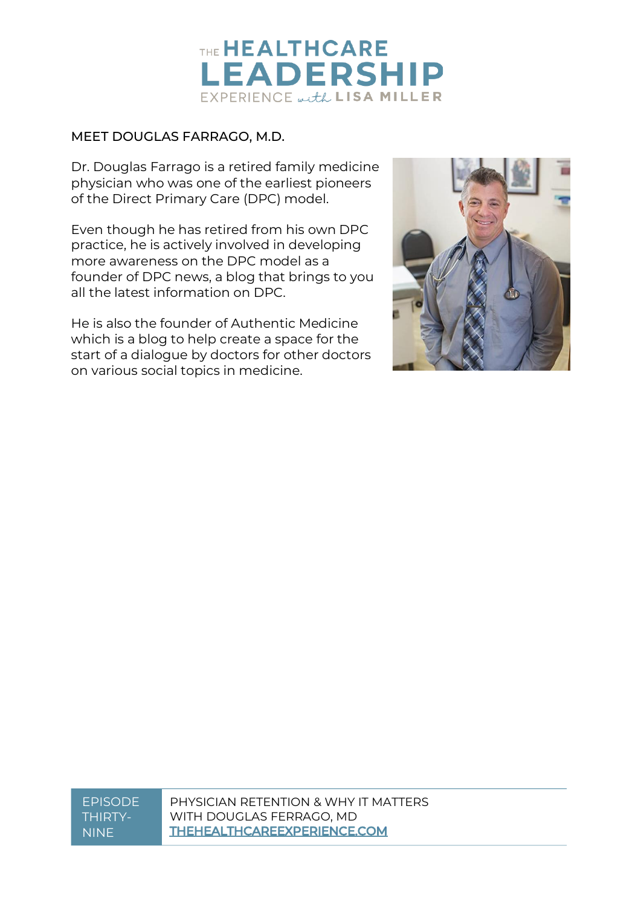# THE HEALTHCARE LEADERSHIP EXPERIENCE *with* LISA MILLER

## MEET DOUGLAS FARRAGO, M.D.

Dr. Douglas Farrago is a retired family medicine physician who was one of the earliest pioneers of the Direct Primary Care (DPC) model.

Even though he has retired from his own DPC practice, he is actively involved in developing more awareness on the DPC model as a founder of DPC news, a blog that brings to you all the latest information on DPC.

He is also the founder of Authentic Medicine which is a blog to help create a space for the start of a dialogue by doctors for other doctors on various social topics in medicine.

EPISODE THIRTY-NINE

PHYSICIAN RETENTION & WHY IT MATTERS
WITH DOUGLAS FERRAGO, MD
THEHEALTHCAREEXPERIENCE.COM